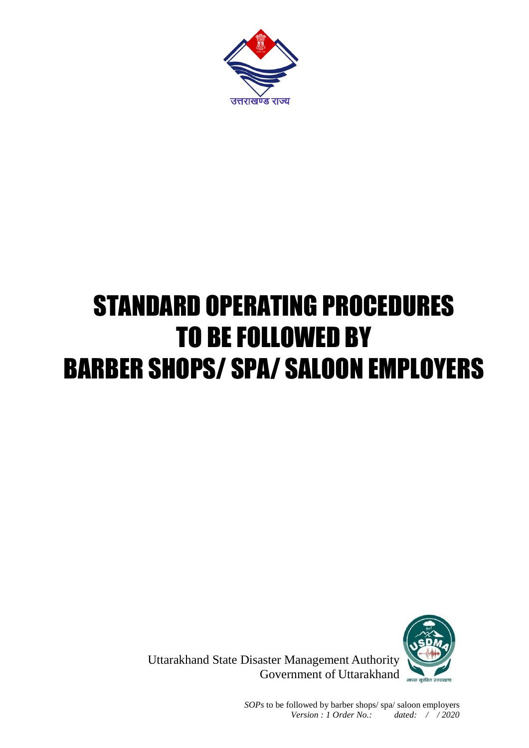उत्तराखण्ड राज्य

# STANDARD OPERATING PROCEDURES TO BE FOLLOWED BY BARBER SHOPS/ SPA/ SALOON EMPLOYERS

Uttarakhand State Disaster Management Authority
Government of Uttarakhand

आपदा सुरक्षित उत्तराखण्ड

*SOPs* to be followed by barber shops/ spa/ saloon employers
*Version : 1 Order No.:            dated:   /   / 2020*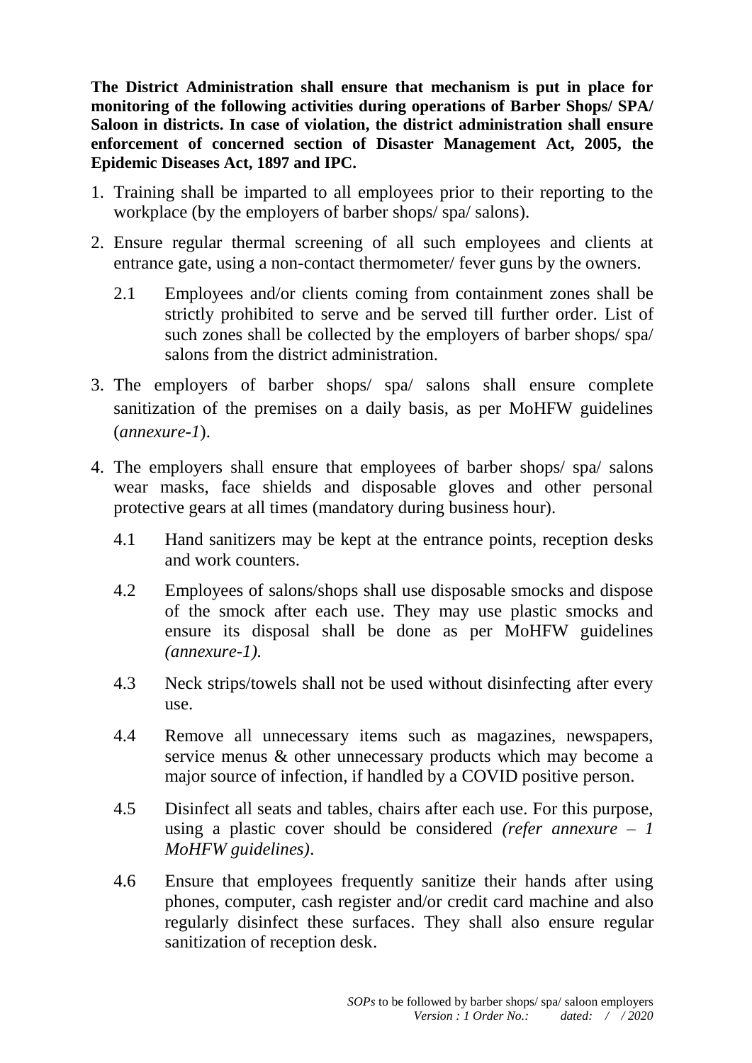**The District Administration shall ensure that mechanism is put in place for monitoring of the following activities during operations of Barber Shops/ SPA/ Saloon in districts. In case of violation, the district administration shall ensure enforcement of concerned section of Disaster Management Act, 2005, the Epidemic Diseases Act, 1897 and IPC.**

1. Training shall be imparted to all employees prior to their reporting to the workplace (by the employers of barber shops/ spa/ salons).
2. Ensure regular thermal screening of all such employees and clients at entrance gate, using a non-contact thermometer/ fever guns by the owners.
   - 2.1 Employees and/or clients coming from containment zones shall be strictly prohibited to serve and be served till further order. List of such zones shall be collected by the employers of barber shops/ spa/ salons from the district administration.
3. The employers of barber shops/ spa/ salons shall ensure complete sanitization of the premises on a daily basis, as per MoHFW guidelines (*annexure-1*).
4. The employers shall ensure that employees of barber shops/ spa/ salons wear masks, face shields and disposable gloves and other personal protective gears at all times (mandatory during business hour).
   - 4.1 Hand sanitizers may be kept at the entrance points, reception desks and work counters.
   - 4.2 Employees of salons/shops shall use disposable smocks and dispose of the smock after each use. They may use plastic smocks and ensure its disposal shall be done as per MoHFW guidelines *(annexure-1).*
   - 4.3 Neck strips/towels shall not be used without disinfecting after every use.
   - 4.4 Remove all unnecessary items such as magazines, newspapers, service menus & other unnecessary products which may become a major source of infection, if handled by a COVID positive person.
   - 4.5 Disinfect all seats and tables, chairs after each use. For this purpose, using a plastic cover should be considered *(refer annexure – 1 MoHFW guidelines)*.
   - 4.6 Ensure that employees frequently sanitize their hands after using phones, computer, cash register and/or credit card machine and also regularly disinfect these surfaces. They shall also ensure regular sanitization of reception desk.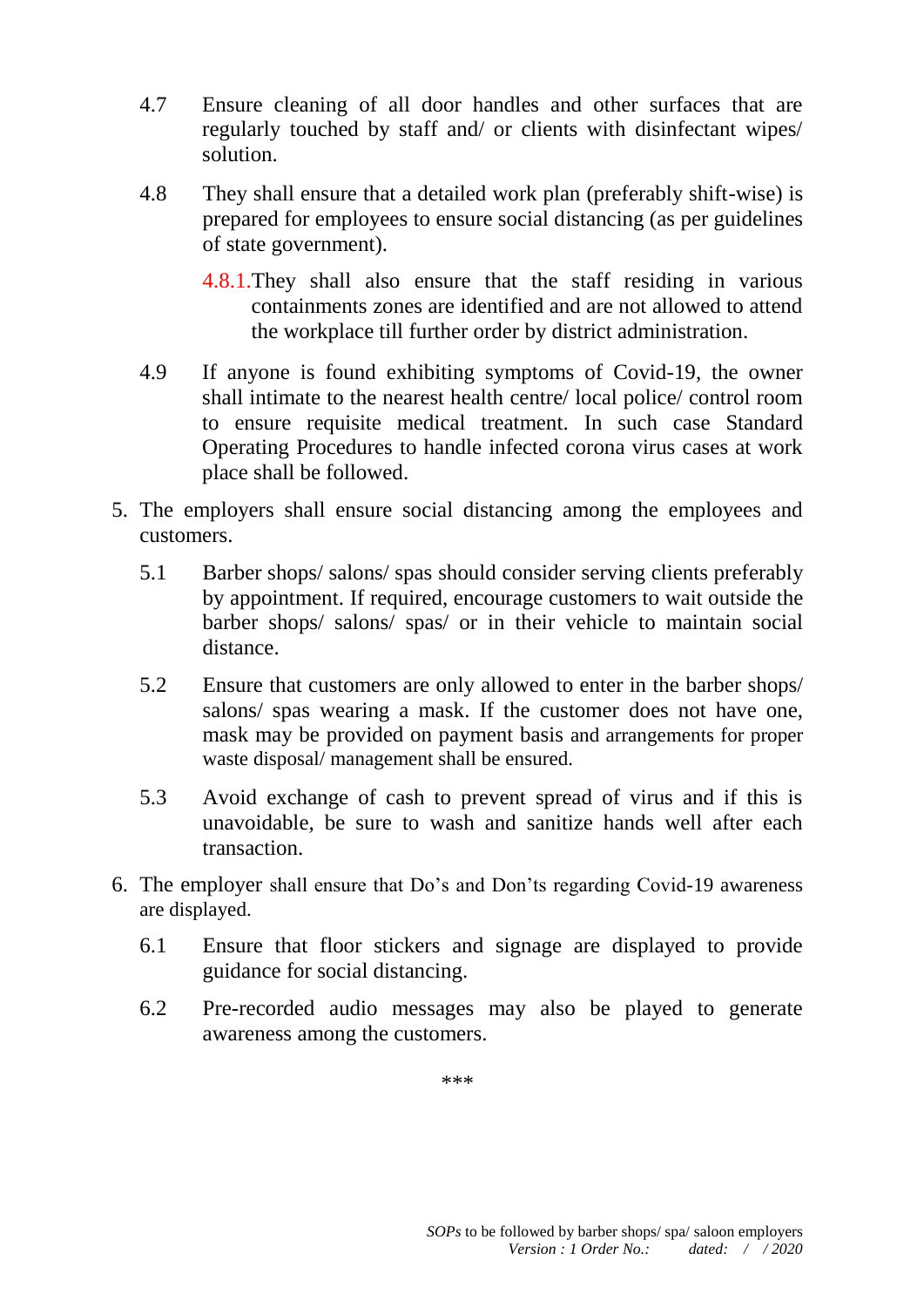4.7 Ensure cleaning of all door handles and other surfaces that are regularly touched by staff and/ or clients with disinfectant wipes/ solution.

4.8 They shall ensure that a detailed work plan (preferably shift-wise) is prepared for employees to ensure social distancing (as per guidelines of state government).

4.8.1. They shall also ensure that the staff residing in various containments zones are identified and are not allowed to attend the workplace till further order by district administration.

4.9 If anyone is found exhibiting symptoms of Covid-19, the owner shall intimate to the nearest health centre/ local police/ control room to ensure requisite medical treatment. In such case Standard Operating Procedures to handle infected corona virus cases at work place shall be followed.

5. The employers shall ensure social distancing among the employees and customers.

5.1 Barber shops/ salons/ spas should consider serving clients preferably by appointment. If required, encourage customers to wait outside the barber shops/ salons/ spas/ or in their vehicle to maintain social distance.

5.2 Ensure that customers are only allowed to enter in the barber shops/ salons/ spas wearing a mask. If the customer does not have one, mask may be provided on payment basis and arrangements for proper waste disposal/ management shall be ensured.

5.3 Avoid exchange of cash to prevent spread of virus and if this is unavoidable, be sure to wash and sanitize hands well after each transaction.

6. The employer shall ensure that Do's and Don'ts regarding Covid-19 awareness are displayed.

6.1 Ensure that floor stickers and signage are displayed to provide guidance for social distancing.

6.2 Pre-recorded audio messages may also be played to generate awareness among the customers.

***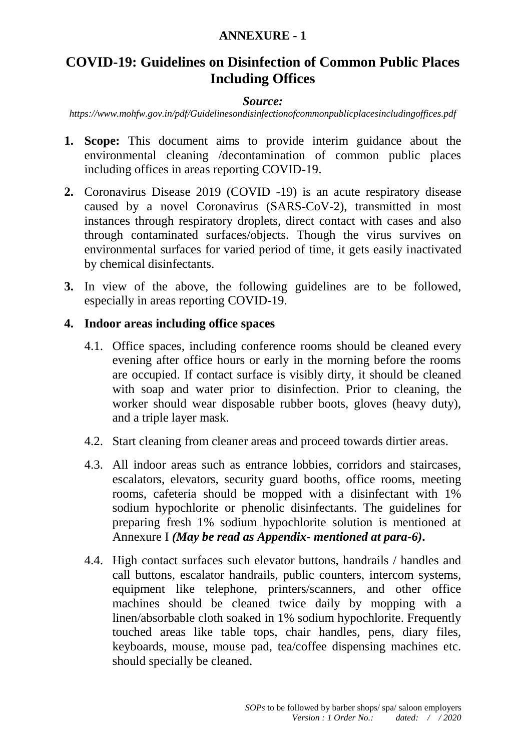**ANNEXURE - 1**

# COVID-19: Guidelines on Disinfection of Common Public Places Including Offices

***Source:***

*https://www.mohfw.gov.in/pdf/Guidelinesondisinfectionofcommonpublicplacesincludingoffices.pdf*

1. **Scope:** This document aims to provide interim guidance about the environmental cleaning /decontamination of common public places including offices in areas reporting COVID-19.

2. Coronavirus Disease 2019 (COVID -19) is an acute respiratory disease caused by a novel Coronavirus (SARS-CoV-2), transmitted in most instances through respiratory droplets, direct contact with cases and also through contaminated surfaces/objects. Though the virus survives on environmental surfaces for varied period of time, it gets easily inactivated by chemical disinfectants.

3. In view of the above, the following guidelines are to be followed, especially in areas reporting COVID-19.

4. **Indoor areas including office spaces**

   4.1. Office spaces, including conference rooms should be cleaned every evening after office hours or early in the morning before the rooms are occupied. If contact surface is visibly dirty, it should be cleaned with soap and water prior to disinfection. Prior to cleaning, the worker should wear disposable rubber boots, gloves (heavy duty), and a triple layer mask.

   4.2. Start cleaning from cleaner areas and proceed towards dirtier areas.

   4.3. All indoor areas such as entrance lobbies, corridors and staircases, escalators, elevators, security guard booths, office rooms, meeting rooms, cafeteria should be mopped with a disinfectant with 1% sodium hypochlorite or phenolic disinfectants. The guidelines for preparing fresh 1% sodium hypochlorite solution is mentioned at Annexure I ***(May be read as Appendix- mentioned at para-6)***.

   4.4. High contact surfaces such elevator buttons, handrails / handles and call buttons, escalator handrails, public counters, intercom systems, equipment like telephone, printers/scanners, and other office machines should be cleaned twice daily by mopping with a linen/absorbable cloth soaked in 1% sodium hypochlorite. Frequently touched areas like table tops, chair handles, pens, diary files, keyboards, mouse, mouse pad, tea/coffee dispensing machines etc. should specially be cleaned.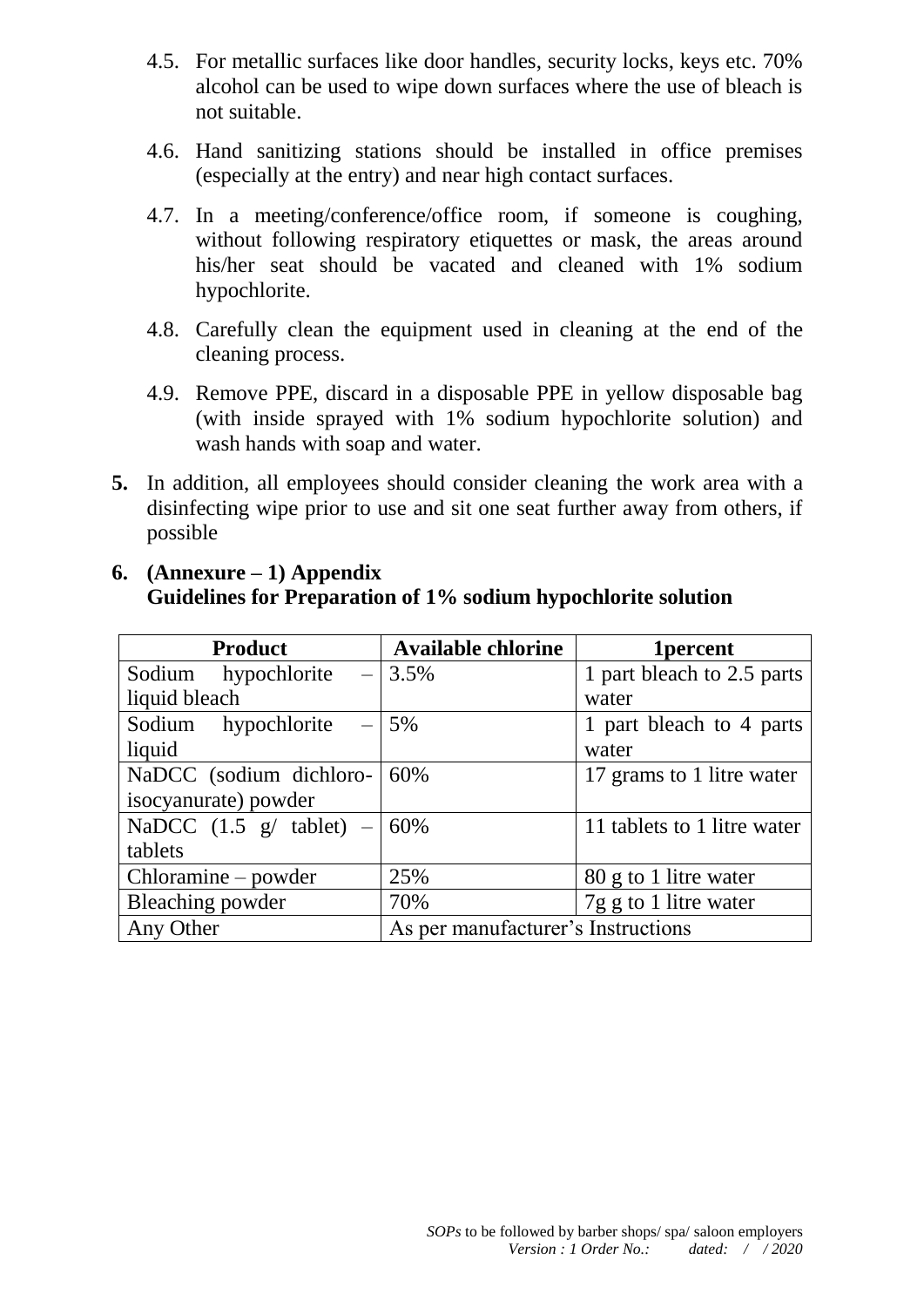4.5. For metallic surfaces like door handles, security locks, keys etc. 70% alcohol can be used to wipe down surfaces where the use of bleach is not suitable.

4.6. Hand sanitizing stations should be installed in office premises (especially at the entry) and near high contact surfaces.

4.7. In a meeting/conference/office room, if someone is coughing, without following respiratory etiquettes or mask, the areas around his/her seat should be vacated and cleaned with 1% sodium hypochlorite.

4.8. Carefully clean the equipment used in cleaning at the end of the cleaning process.

4.9. Remove PPE, discard in a disposable PPE in yellow disposable bag (with inside sprayed with 1% sodium hypochlorite solution) and wash hands with soap and water.

**5.** In addition, all employees should consider cleaning the work area with a disinfecting wipe prior to use and sit one seat further away from others, if possible

**6. (Annexure – 1) Appendix**
**Guidelines for Preparation of 1% sodium hypochlorite solution**

| Product | Available chlorine | 1percent |
|---|---|---|
| Sodium hypochlorite – liquid bleach | 3.5% | 1 part bleach to 2.5 parts water |
| Sodium hypochlorite – liquid | 5% | 1 part bleach to 4 parts water |
| NaDCC (sodium dichloro-isocyanurate) powder | 60% | 17 grams to 1 litre water |
| NaDCC (1.5 g/ tablet) – tablets | 60% | 11 tablets to 1 litre water |
| Chloramine – powder | 25% | 80 g to 1 litre water |
| Bleaching powder | 70% | 7g g to 1 litre water |
| Any Other | As per manufacturer's Instructions | |